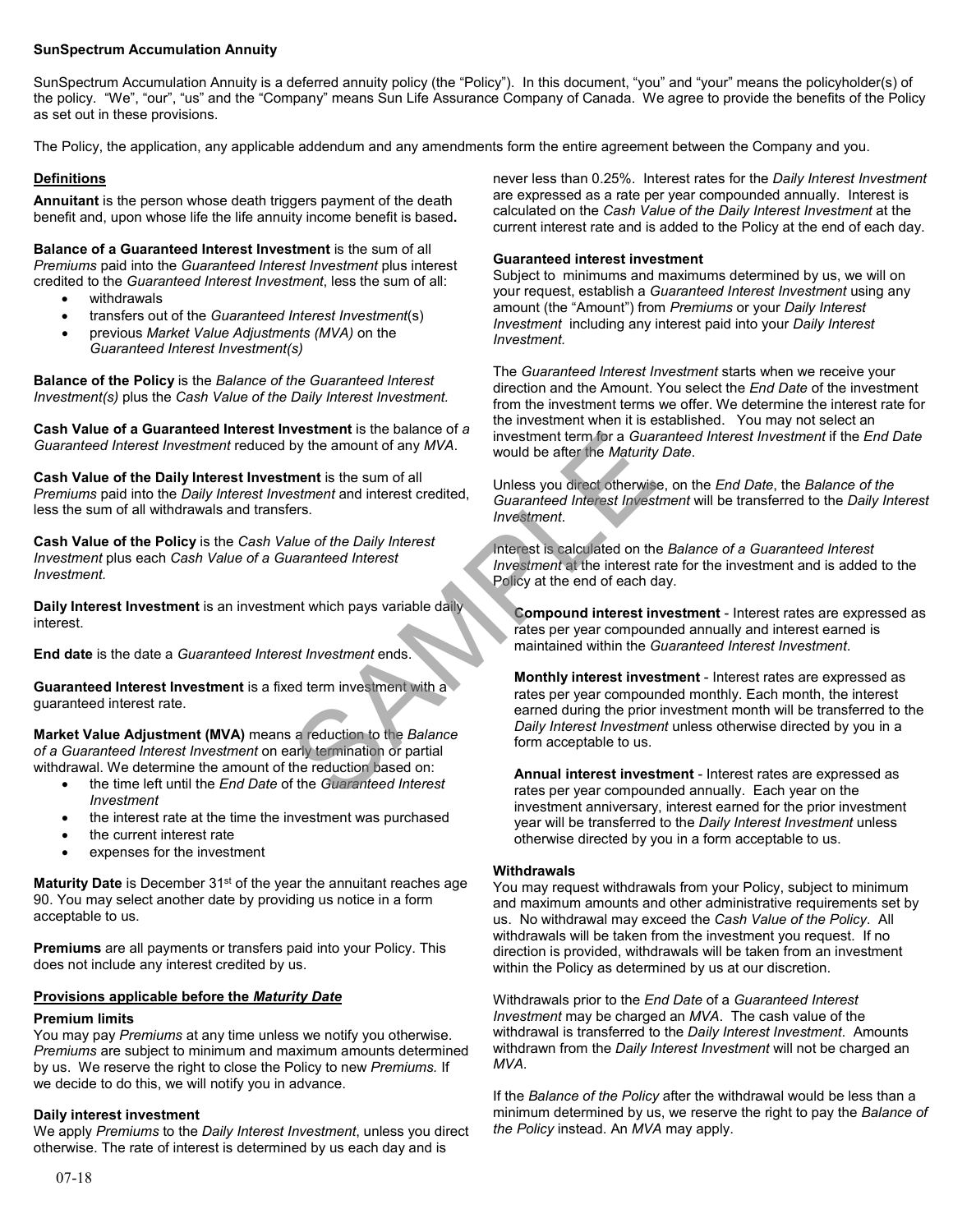**SunSpectrum Accumulation Annuity**

SunSpectrum Accumulation Annuity is a deferred annuity policy (the "Policy"). In this document, "you" and "your" means the policyholder(s) of the policy. "We", "our", "us" and the "Company" means Sun Life Assurance Company of Canada. We agree to provide the benefits of the Policy as set out in these provisions.

The Policy, the application, any applicable addendum and any amendments form the entire agreement between the Company and you.

## Definitions

**Annuitant** is the person whose death triggers payment of the death benefit and, upon whose life the life annuity income benefit is based**.**

**Balance of a Guaranteed Interest Investment** is the sum of all *Premiums* paid into the *Guaranteed Interest Investment* plus interest credited to the *Guaranteed Interest Investment*, less the sum of all:

- withdrawals
- transfers out of the *Guaranteed Interest Investment*(s)
- previous *Market Value Adjustments (MVA)* on the *Guaranteed Interest Investment(s)*

**Balance of the Policy** is the *Balance of the Guaranteed Interest Investment(s)* plus the *Cash Value of the Daily Interest Investment.*

**Cash Value of a Guaranteed Interest Investment** is the balance of *a Guaranteed Interest Investment* reduced by the amount of any *MVA*.

**Cash Value of the Daily Interest Investment** is the sum of all *Premiums* paid into the *Daily Interest Investment* and interest credited, less the sum of all withdrawals and transfers.

**Cash Value of the Policy** is the *Cash Value of the Daily Interest Investment* plus each *Cash Value of a Guaranteed Interest Investment.*

**Daily Interest Investment** is an investment which pays variable daily interest.

**End date** is the date a *Guaranteed Interest Investment* ends.

**Guaranteed Interest Investment** is a fixed term investment with a guaranteed interest rate.

**Market Value Adjustment (MVA)** means a reduction to the *Balance of a Guaranteed Interest Investment* on early termination or partial withdrawal. We determine the amount of the reduction based on:

- the time left until the *End Date* of the *Guaranteed Interest Investment*
- the interest rate at the time the investment was purchased
- the current interest rate
- expenses for the investment

**Maturity Date** is December 31st of the year the annuitant reaches age 90. You may select another date by providing us notice in a form acceptable to us.

**Premiums** are all payments or transfers paid into your Policy. This does not include any interest credited by us.

## Provisions applicable before the *Maturity Date*

### Premium limits

You may pay *Premiums* at any time unless we notify you otherwise. *Premiums* are subject to minimum and maximum amounts determined by us. We reserve the right to close the Policy to new *Premiums.* If we decide to do this, we will notify you in advance.

### Daily interest investment

We apply *Premiums* to the *Daily Interest Investment*, unless you direct otherwise. The rate of interest is determined by us each day and is never less than 0.25%. Interest rates for the *Daily Interest Investment* are expressed as a rate per year compounded annually. Interest is calculated on the *Cash Value of the Daily Interest Investment* at the current interest rate and is added to the Policy at the end of each day.

### Guaranteed interest investment

Subject to minimums and maximums determined by us, we will on your request, establish a *Guaranteed Interest Investment* using any amount (the "Amount") from *Premiums* or your *Daily Interest Investment* including any interest paid into your *Daily Interest Investment.*

The *Guaranteed Interest Investment* starts when we receive your direction and the Amount. You select the *End Date* of the investment from the investment terms we offer. We determine the interest rate for the investment when it is established. You may not select an investment term for a *Guaranteed Interest Investment* if the *End Date* would be after the *Maturity Date*.

Unless you direct otherwise, on the *End Date*, the *Balance of the Guaranteed Interest Investment* will be transferred to the *Daily Interest Investment*.

Interest is calculated on the *Balance of a Guaranteed Interest Investment* at the interest rate for the investment and is added to the Policy at the end of each day.

**Compound interest investment** - Interest rates are expressed as rates per year compounded annually and interest earned is maintained within the *Guaranteed Interest Investment*.

**Monthly interest investment** - Interest rates are expressed as rates per year compounded monthly. Each month, the interest earned during the prior investment month will be transferred to the *Daily Interest Investment* unless otherwise directed by you in a form acceptable to us.

**Annual interest investment** - Interest rates are expressed as rates per year compounded annually. Each year on the investment anniversary, interest earned for the prior investment year will be transferred to the *Daily Interest Investment* unless otherwise directed by you in a form acceptable to us.

### Withdrawals

You may request withdrawals from your Policy, subject to minimum and maximum amounts and other administrative requirements set by us. No withdrawal may exceed the *Cash Value of the Policy*. All withdrawals will be taken from the investment you request. If no direction is provided, withdrawals will be taken from an investment within the Policy as determined by us at our discretion.

Withdrawals prior to the *End Date* of a *Guaranteed Interest Investment* may be charged an *MVA*. The cash value of the withdrawal is transferred to the *Daily Interest Investment*. Amounts withdrawn from the *Daily Interest Investment* will not be charged an *MVA*.

If the *Balance of the Policy* after the withdrawal would be less than a minimum determined by us, we reserve the right to pay the *Balance of the Policy* instead. An *MVA* may apply.

07-18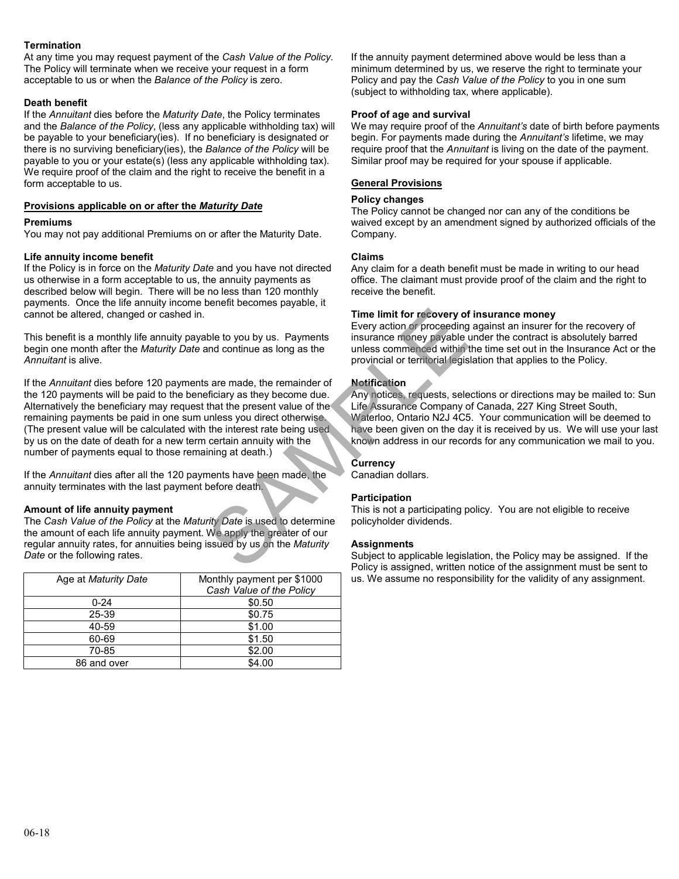**Termination**

At any time you may request payment of the *Cash Value of the Policy*. The Policy will terminate when we receive your request in a form acceptable to us or when the *Balance of the Policy* is zero.

**Death benefit**

If the *Annuitant* dies before the *Maturity Date*, the Policy terminates and the *Balance of the Policy*, (less any applicable withholding tax) will be payable to your beneficiary(ies). If no beneficiary is designated or there is no surviving beneficiary(ies), the *Balance of the Policy* will be payable to you or your estate(s) (less any applicable withholding tax). We require proof of the claim and the right to receive the benefit in a form acceptable to us.

## Provisions applicable on or after the *Maturity Date*

**Premiums**

You may not pay additional Premiums on or after the Maturity Date.

**Life annuity income benefit**

If the Policy is in force on the *Maturity Date* and you have not directed us otherwise in a form acceptable to us, the annuity payments as described below will begin. There will be no less than 120 monthly payments. Once the life annuity income benefit becomes payable, it cannot be altered, changed or cashed in.

This benefit is a monthly life annuity payable to you by us. Payments begin one month after the *Maturity Date* and continue as long as the *Annuitant* is alive.

If the *Annuitant* dies before 120 payments are made, the remainder of the 120 payments will be paid to the beneficiary as they become due. Alternatively the beneficiary may request that the present value of the remaining payments be paid in one sum unless you direct otherwise. (The present value will be calculated with the interest rate being used by us on the date of death for a new term certain annuity with the number of payments equal to those remaining at death.)

If the *Annuitant* dies after all the 120 payments have been made, the annuity terminates with the last payment before death.

**Amount of life annuity payment**

The *Cash Value of the Policy* at the *Maturity Date* is used to determine the amount of each life annuity payment. We apply the greater of our regular annuity rates, for annuities being issued by us on the *Maturity Date* or the following rates.

| Age at *Maturity Date* | Monthly payment per $1000 *Cash Value of the Policy* |
|---|---|
| 0-24 | $0.50 |
| 25-39 | $0.75 |
| 40-59 | $1.00 |
| 60-69 | $1.50 |
| 70-85 | $2.00 |
| 86 and over | $4.00 |

If the annuity payment determined above would be less than a minimum determined by us, we reserve the right to terminate your Policy and pay the *Cash Value of the Policy* to you in one sum (subject to withholding tax, where applicable).

**Proof of age and survival**

We may require proof of the *Annuitant's* date of birth before payments begin. For payments made during the *Annuitant's* lifetime, we may require proof that the *Annuitant* is living on the date of the payment. Similar proof may be required for your spouse if applicable.

## General Provisions

**Policy changes**

The Policy cannot be changed nor can any of the conditions be waived except by an amendment signed by authorized officials of the Company.

**Claims**

Any claim for a death benefit must be made in writing to our head office. The claimant must provide proof of the claim and the right to receive the benefit.

**Time limit for recovery of insurance money**

Every action or proceeding against an insurer for the recovery of insurance money payable under the contract is absolutely barred unless commenced within the time set out in the Insurance Act or the provincial or territorial legislation that applies to the Policy.

**Notification**

Any notices, requests, selections or directions may be mailed to: Sun Life Assurance Company of Canada, 227 King Street South, Waterloo, Ontario N2J 4C5. Your communication will be deemed to have been given on the day it is received by us. We will use your last known address in our records for any communication we mail to you.

**Currency**

Canadian dollars.

**Participation**

This is not a participating policy. You are not eligible to receive policyholder dividends.

**Assignments**

Subject to applicable legislation, the Policy may be assigned. If the Policy is assigned, written notice of the assignment must be sent to us. We assume no responsibility for the validity of any assignment.

06-18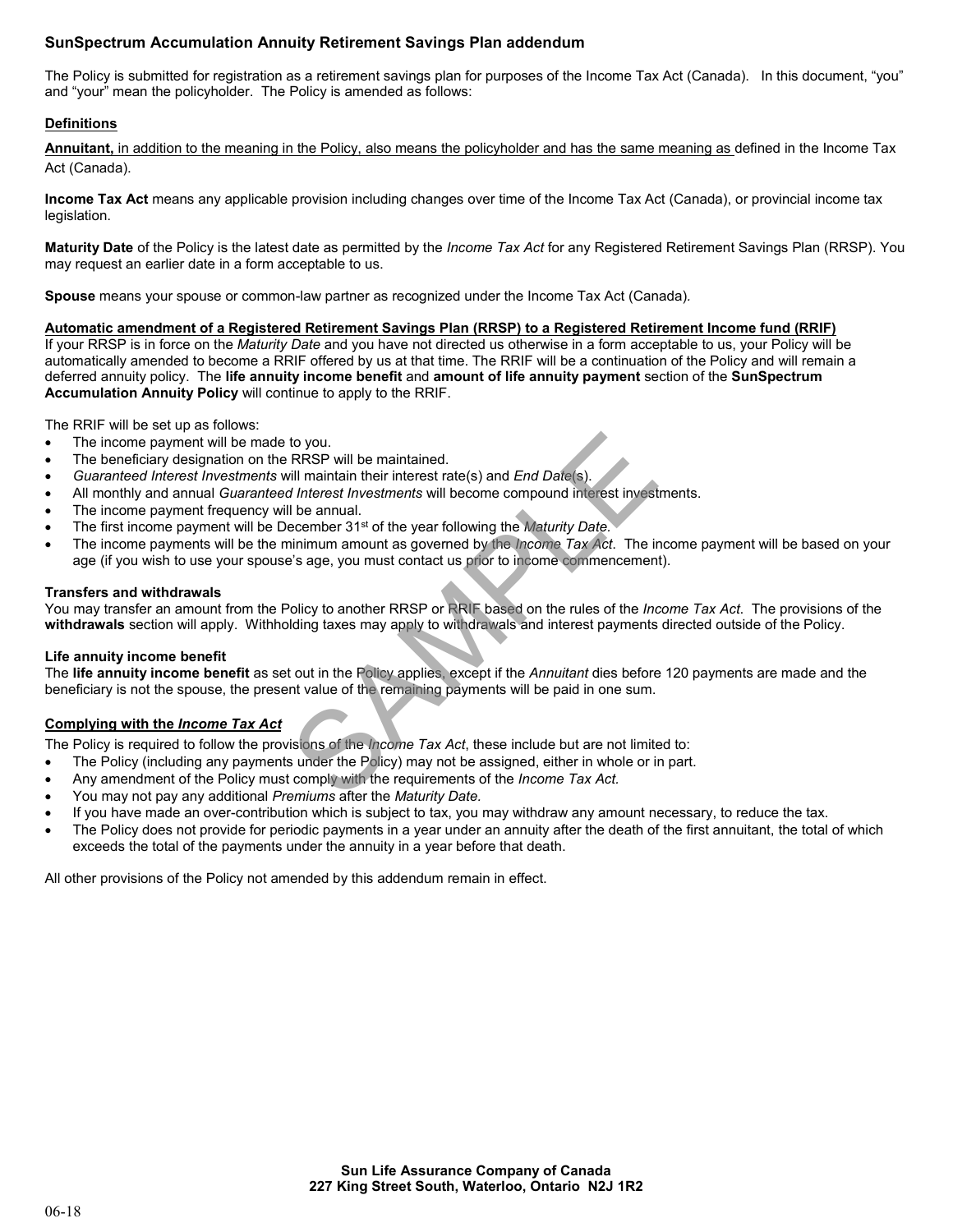## SunSpectrum Accumulation Annuity Retirement Savings Plan addendum

The Policy is submitted for registration as a retirement savings plan for purposes of the Income Tax Act (Canada). In this document, "you" and "your" mean the policyholder. The Policy is amended as follows:

### Definitions

**Annuitant,** in addition to the meaning in the Policy, also means the policyholder and has the same meaning as defined in the Income Tax Act (Canada).

**Income Tax Act** means any applicable provision including changes over time of the Income Tax Act (Canada), or provincial income tax legislation.

**Maturity Date** of the Policy is the latest date as permitted by the *Income Tax Act* for any Registered Retirement Savings Plan (RRSP). You may request an earlier date in a form acceptable to us.

**Spouse** means your spouse or common-law partner as recognized under the Income Tax Act (Canada).

### Automatic amendment of a Registered Retirement Savings Plan (RRSP) to a Registered Retirement Income fund (RRIF)

If your RRSP is in force on the *Maturity Date* and you have not directed us otherwise in a form acceptable to us, your Policy will be automatically amended to become a RRIF offered by us at that time. The RRIF will be a continuation of the Policy and will remain a deferred annuity policy. The **life annuity income benefit** and **amount of life annuity payment** section of the **SunSpectrum Accumulation Annuity Policy** will continue to apply to the RRIF.

The RRIF will be set up as follows:

- The income payment will be made to you.
- The beneficiary designation on the RRSP will be maintained.
- *Guaranteed Interest Investments* will maintain their interest rate(s) and *End Date*(s).
- All monthly and annual *Guaranteed Interest Investments* will become compound interest investments.
- The income payment frequency will be annual.
- The first income payment will be December 31st of the year following the *Maturity Date*.
- The income payments will be the minimum amount as governed by the *Income Tax Act*. The income payment will be based on your age (if you wish to use your spouse's age, you must contact us prior to income commencement).

### Transfers and withdrawals

You may transfer an amount from the Policy to another RRSP or RRIF based on the rules of the *Income Tax Act*. The provisions of the **withdrawals** section will apply. Withholding taxes may apply to withdrawals and interest payments directed outside of the Policy.

### Life annuity income benefit

The **life annuity income benefit** as set out in the Policy applies, except if the *Annuitant* dies before 120 payments are made and the beneficiary is not the spouse, the present value of the remaining payments will be paid in one sum.

### Complying with the *Income Tax Act*

The Policy is required to follow the provisions of the *Income Tax Act*, these include but are not limited to:

- The Policy (including any payments under the Policy) may not be assigned, either in whole or in part.
- Any amendment of the Policy must comply with the requirements of the *Income Tax Act*.
- You may not pay any additional *Premiums* after the *Maturity Date*.
- If you have made an over-contribution which is subject to tax, you may withdraw any amount necessary, to reduce the tax.
- The Policy does not provide for periodic payments in a year under an annuity after the death of the first annuitant, the total of which exceeds the total of the payments under the annuity in a year before that death.

All other provisions of the Policy not amended by this addendum remain in effect.

**Sun Life Assurance Company of Canada**
**227 King Street South, Waterloo, Ontario N2J 1R2**

06-18